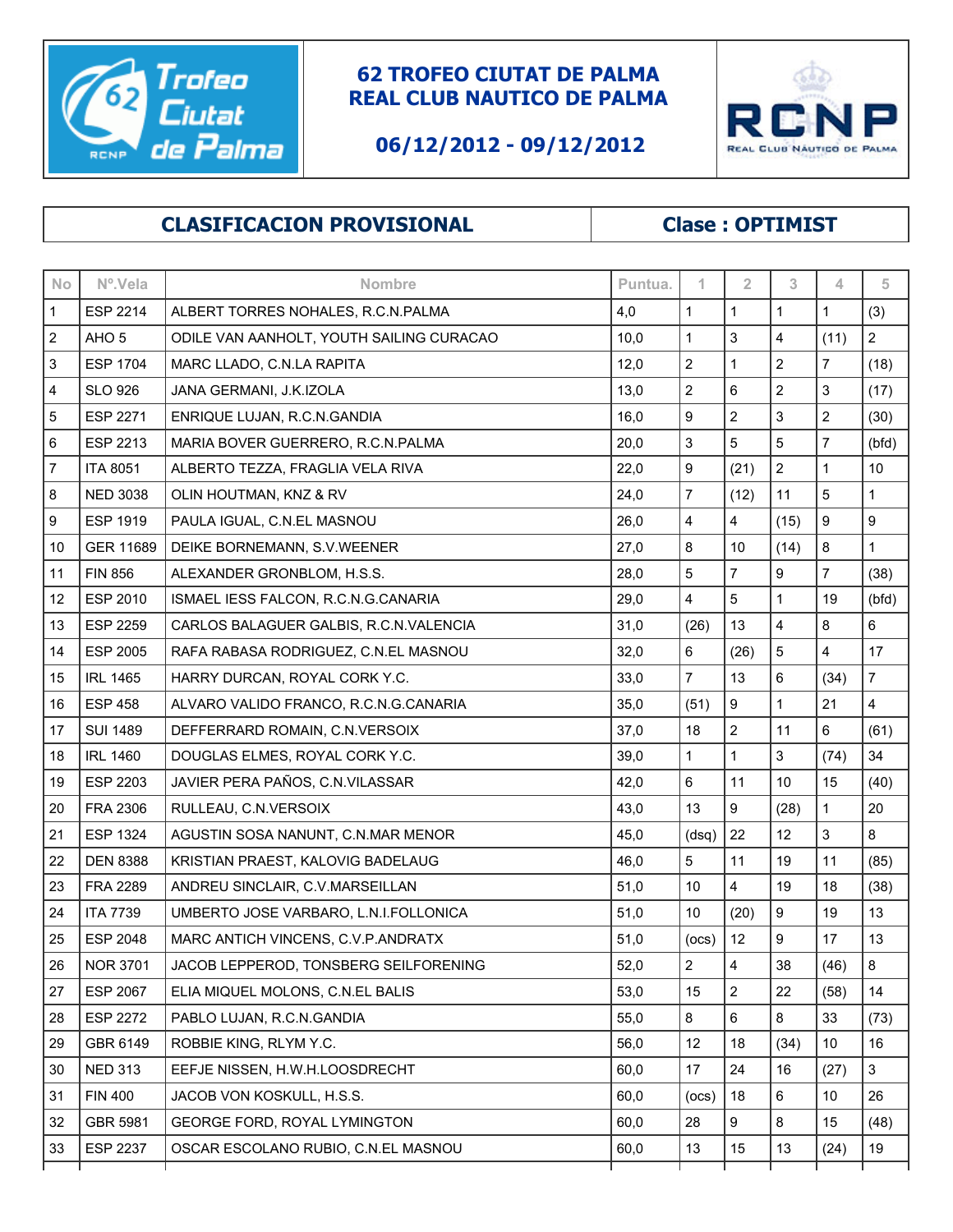# 62 TROFEO CIUTAT DE PALMA
# REAL CLUB NAUTICO DE PALMA

## 06/12/2012 - 09/12/2012

## CLASIFICACION PROVISIONAL

## Clase : OPTIMIST

| No | Nº.Vela | Nombre | Puntua. | 1 | 2 | 3 | 4 | 5 |
|---|---|---|---|---|---|---|---|---|
| 1 | ESP 2214 | ALBERT TORRES NOHALES, R.C.N.PALMA | 4,0 | 1 | 1 | 1 | 1 | (3) |
| 2 | AHO 5 | ODILE VAN AANHOLT, YOUTH SAILING CURACAO | 10,0 | 1 | 3 | 4 | (11) | 2 |
| 3 | ESP 1704 | MARC LLADO, C.N.LA RAPITA | 12,0 | 2 | 1 | 2 | 7 | (18) |
| 4 | SLO 926 | JANA GERMANI, J.K.IZOLA | 13,0 | 2 | 6 | 2 | 3 | (17) |
| 5 | ESP 2271 | ENRIQUE LUJAN, R.C.N.GANDIA | 16,0 | 9 | 2 | 3 | 2 | (30) |
| 6 | ESP 2213 | MARIA BOVER GUERRERO, R.C.N.PALMA | 20,0 | 3 | 5 | 5 | 7 | (bfd) |
| 7 | ITA 8051 | ALBERTO TEZZA, FRAGLIA VELA RIVA | 22,0 | 9 | (21) | 2 | 1 | 10 |
| 8 | NED 3038 | OLIN HOUTMAN, KNZ & RV | 24,0 | 7 | (12) | 11 | 5 | 1 |
| 9 | ESP 1919 | PAULA IGUAL, C.N.EL MASNOU | 26,0 | 4 | 4 | (15) | 9 | 9 |
| 10 | GER 11689 | DEIKE BORNEMANN, S.V.WEENER | 27,0 | 8 | 10 | (14) | 8 | 1 |
| 11 | FIN 856 | ALEXANDER GRONBLOM, H.S.S. | 28,0 | 5 | 7 | 9 | 7 | (38) |
| 12 | ESP 2010 | ISMAEL IESS FALCON, R.C.N.G.CANARIA | 29,0 | 4 | 5 | 1 | 19 | (bfd) |
| 13 | ESP 2259 | CARLOS BALAGUER GALBIS, R.C.N.VALENCIA | 31,0 | (26) | 13 | 4 | 8 | 6 |
| 14 | ESP 2005 | RAFA RABASA RODRIGUEZ, C.N.EL MASNOU | 32,0 | 6 | (26) | 5 | 4 | 17 |
| 15 | IRL 1465 | HARRY DURCAN, ROYAL CORK Y.C. | 33,0 | 7 | 13 | 6 | (34) | 7 |
| 16 | ESP 458 | ALVARO VALIDO FRANCO, R.C.N.G.CANARIA | 35,0 | (51) | 9 | 1 | 21 | 4 |
| 17 | SUI 1489 | DEFFERRARD ROMAIN, C.N.VERSOIX | 37,0 | 18 | 2 | 11 | 6 | (61) |
| 18 | IRL 1460 | DOUGLAS ELMES, ROYAL CORK Y.C. | 39,0 | 1 | 1 | 3 | (74) | 34 |
| 19 | ESP 2203 | JAVIER PERA PAÑOS, C.N.VILASSAR | 42,0 | 6 | 11 | 10 | 15 | (40) |
| 20 | FRA 2306 | RULLEAU, C.N.VERSOIX | 43,0 | 13 | 9 | (28) | 1 | 20 |
| 21 | ESP 1324 | AGUSTIN SOSA NANUNT, C.N.MAR MENOR | 45,0 | (dsq) | 22 | 12 | 3 | 8 |
| 22 | DEN 8388 | KRISTIAN PRAEST, KALOVIG BADELAUG | 46,0 | 5 | 11 | 19 | 11 | (85) |
| 23 | FRA 2289 | ANDREU SINCLAIR, C.V.MARSEILLAN | 51,0 | 10 | 4 | 19 | 18 | (38) |
| 24 | ITA 7739 | UMBERTO JOSE VARBARO, L.N.I.FOLLONICA | 51,0 | 10 | (20) | 9 | 19 | 13 |
| 25 | ESP 2048 | MARC ANTICH VINCENS, C.V.P.ANDRATX | 51,0 | (ocs) | 12 | 9 | 17 | 13 |
| 26 | NOR 3701 | JACOB LEPPEROD, TONSBERG SEILFORENING | 52,0 | 2 | 4 | 38 | (46) | 8 |
| 27 | ESP 2067 | ELIA MIQUEL MOLONS, C.N.EL BALIS | 53,0 | 15 | 2 | 22 | (58) | 14 |
| 28 | ESP 2272 | PABLO LUJAN, R.C.N.GANDIA | 55,0 | 8 | 6 | 8 | 33 | (73) |
| 29 | GBR 6149 | ROBBIE KING, RLYM Y.C. | 56,0 | 12 | 18 | (34) | 10 | 16 |
| 30 | NED 313 | EEFJE NISSEN, H.W.H.LOOSDRECHT | 60,0 | 17 | 24 | 16 | (27) | 3 |
| 31 | FIN 400 | JACOB VON KOSKULL, H.S.S. | 60,0 | (ocs) | 18 | 6 | 10 | 26 |
| 32 | GBR 5981 | GEORGE FORD, ROYAL LYMINGTON | 60,0 | 28 | 9 | 8 | 15 | (48) |
| 33 | ESP 2237 | OSCAR ESCOLANO RUBIO, C.N.EL MASNOU | 60,0 | 13 | 15 | 13 | (24) | 19 |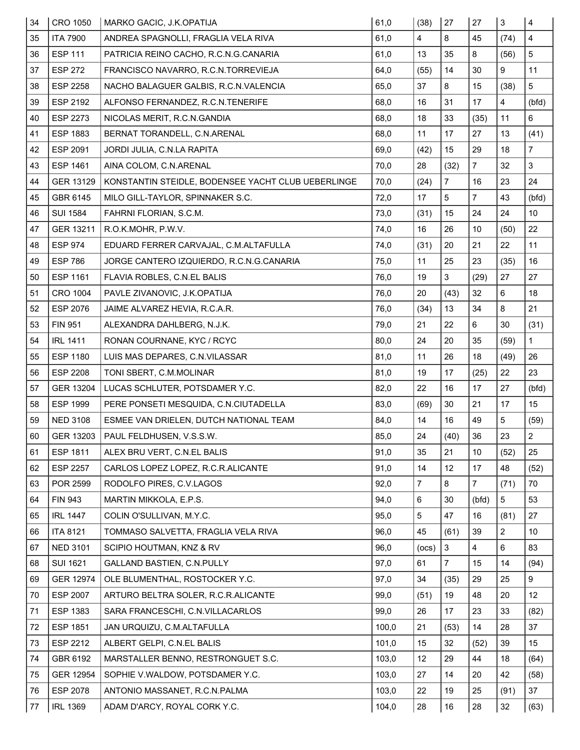| 34 | CRO 1050 | MARKO GACIC, J.K.OPATIJA | 61,0 | (38) | 27 | 27 | 3 | 4 |
|---|---|---|---|---|---|---|---|---|
| 35 | ITA 7900 | ANDREA SPAGNOLLI, FRAGLIA VELA RIVA | 61,0 | 4 | 8 | 45 | (74) | 4 |
| 36 | ESP 111 | PATRICIA REINO CACHO, R.C.N.G.CANARIA | 61,0 | 13 | 35 | 8 | (56) | 5 |
| 37 | ESP 272 | FRANCISCO NAVARRO, R.C.N.TORREVIEJA | 64,0 | (55) | 14 | 30 | 9 | 11 |
| 38 | ESP 2258 | NACHO BALAGUER GALBIS, R.C.N.VALENCIA | 65,0 | 37 | 8 | 15 | (38) | 5 |
| 39 | ESP 2192 | ALFONSO FERNANDEZ, R.C.N.TENERIFE | 68,0 | 16 | 31 | 17 | 4 | (bfd) |
| 40 | ESP 2273 | NICOLAS MERIT, R.C.N.GANDIA | 68,0 | 18 | 33 | (35) | 11 | 6 |
| 41 | ESP 1883 | BERNAT TORANDELL, C.N.ARENAL | 68,0 | 11 | 17 | 27 | 13 | (41) |
| 42 | ESP 2091 | JORDI JULIA, C.N.LA RAPITA | 69,0 | (42) | 15 | 29 | 18 | 7 |
| 43 | ESP 1461 | AINA COLOM, C.N.ARENAL | 70,0 | 28 | (32) | 7 | 32 | 3 |
| 44 | GER 13129 | KONSTANTIN STEIDLE, BODENSEE YACHT CLUB UEBERLINGE | 70,0 | (24) | 7 | 16 | 23 | 24 |
| 45 | GBR 6145 | MILO GILL-TAYLOR, SPINNAKER S.C. | 72,0 | 17 | 5 | 7 | 43 | (bfd) |
| 46 | SUI 1584 | FAHRNI FLORIAN, S.C.M. | 73,0 | (31) | 15 | 24 | 24 | 10 |
| 47 | GER 13211 | R.O.K.MOHR, P.W.V. | 74,0 | 16 | 26 | 10 | (50) | 22 |
| 48 | ESP 974 | EDUARD FERRER CARVAJAL, C.M.ALTAFULLA | 74,0 | (31) | 20 | 21 | 22 | 11 |
| 49 | ESP 786 | JORGE CANTERO IZQUIERDO, R.C.N.G.CANARIA | 75,0 | 11 | 25 | 23 | (35) | 16 |
| 50 | ESP 1161 | FLAVIA ROBLES, C.N.EL BALIS | 76,0 | 19 | 3 | (29) | 27 | 27 |
| 51 | CRO 1004 | PAVLE ZIVANOVIC, J.K.OPATIJA | 76,0 | 20 | (43) | 32 | 6 | 18 |
| 52 | ESP 2076 | JAIME ALVAREZ HEVIA, R.C.A.R. | 76,0 | (34) | 13 | 34 | 8 | 21 |
| 53 | FIN 951 | ALEXANDRA DAHLBERG, N.J.K. | 79,0 | 21 | 22 | 6 | 30 | (31) |
| 54 | IRL 1411 | RONAN COURNANE, KYC / RCYC | 80,0 | 24 | 20 | 35 | (59) | 1 |
| 55 | ESP 1180 | LUIS MAS DEPARES, C.N.VILASSAR | 81,0 | 11 | 26 | 18 | (49) | 26 |
| 56 | ESP 2208 | TONI SBERT, C.M.MOLINAR | 81,0 | 19 | 17 | (25) | 22 | 23 |
| 57 | GER 13204 | LUCAS SCHLUTER, POTSDAMER Y.C. | 82,0 | 22 | 16 | 17 | 27 | (bfd) |
| 58 | ESP 1999 | PERE PONSETI MESQUIDA, C.N.CIUTADELLA | 83,0 | (69) | 30 | 21 | 17 | 15 |
| 59 | NED 3108 | ESMEE VAN DRIELEN, DUTCH NATIONAL TEAM | 84,0 | 14 | 16 | 49 | 5 | (59) |
| 60 | GER 13203 | PAUL FELDHUSEN, V.S.S.W. | 85,0 | 24 | (40) | 36 | 23 | 2 |
| 61 | ESP 1811 | ALEX BRU VERT, C.N.EL BALIS | 91,0 | 35 | 21 | 10 | (52) | 25 |
| 62 | ESP 2257 | CARLOS LOPEZ LOPEZ, R.C.R.ALICANTE | 91,0 | 14 | 12 | 17 | 48 | (52) |
| 63 | POR 2599 | RODOLFO PIRES, C.V.LAGOS | 92,0 | 7 | 8 | 7 | (71) | 70 |
| 64 | FIN 943 | MARTIN MIKKOLA, E.P.S. | 94,0 | 6 | 30 | (bfd) | 5 | 53 |
| 65 | IRL 1447 | COLIN O'SULLIVAN, M.Y.C. | 95,0 | 5 | 47 | 16 | (81) | 27 |
| 66 | ITA 8121 | TOMMASO SALVETTA, FRAGLIA VELA RIVA | 96,0 | 45 | (61) | 39 | 2 | 10 |
| 67 | NED 3101 | SCIPIO HOUTMAN, KNZ & RV | 96,0 | (ocs) | 3 | 4 | 6 | 83 |
| 68 | SUI 1621 | GALLAND BASTIEN, C.N.PULLY | 97,0 | 61 | 7 | 15 | 14 | (94) |
| 69 | GER 12974 | OLE BLUMENTHAL, ROSTOCKER Y.C. | 97,0 | 34 | (35) | 29 | 25 | 9 |
| 70 | ESP 2007 | ARTURO BELTRA SOLER, R.C.R.ALICANTE | 99,0 | (51) | 19 | 48 | 20 | 12 |
| 71 | ESP 1383 | SARA FRANCESCHI, C.N.VILLACARLOS | 99,0 | 26 | 17 | 23 | 33 | (82) |
| 72 | ESP 1851 | JAN URQUIZU, C.M.ALTAFULLA | 100,0 | 21 | (53) | 14 | 28 | 37 |
| 73 | ESP 2212 | ALBERT GELPI, C.N.EL BALIS | 101,0 | 15 | 32 | (52) | 39 | 15 |
| 74 | GBR 6192 | MARSTALLER BENNO, RESTRONGUET S.C. | 103,0 | 12 | 29 | 44 | 18 | (64) |
| 75 | GER 12954 | SOPHIE V.WALDOW, POTSDAMER Y.C. | 103,0 | 27 | 14 | 20 | 42 | (58) |
| 76 | ESP 2078 | ANTONIO MASSANET, R.C.N.PALMA | 103,0 | 22 | 19 | 25 | (91) | 37 |
| 77 | IRL 1369 | ADAM D'ARCY, ROYAL CORK Y.C. | 104,0 | 28 | 16 | 28 | 32 | (63) |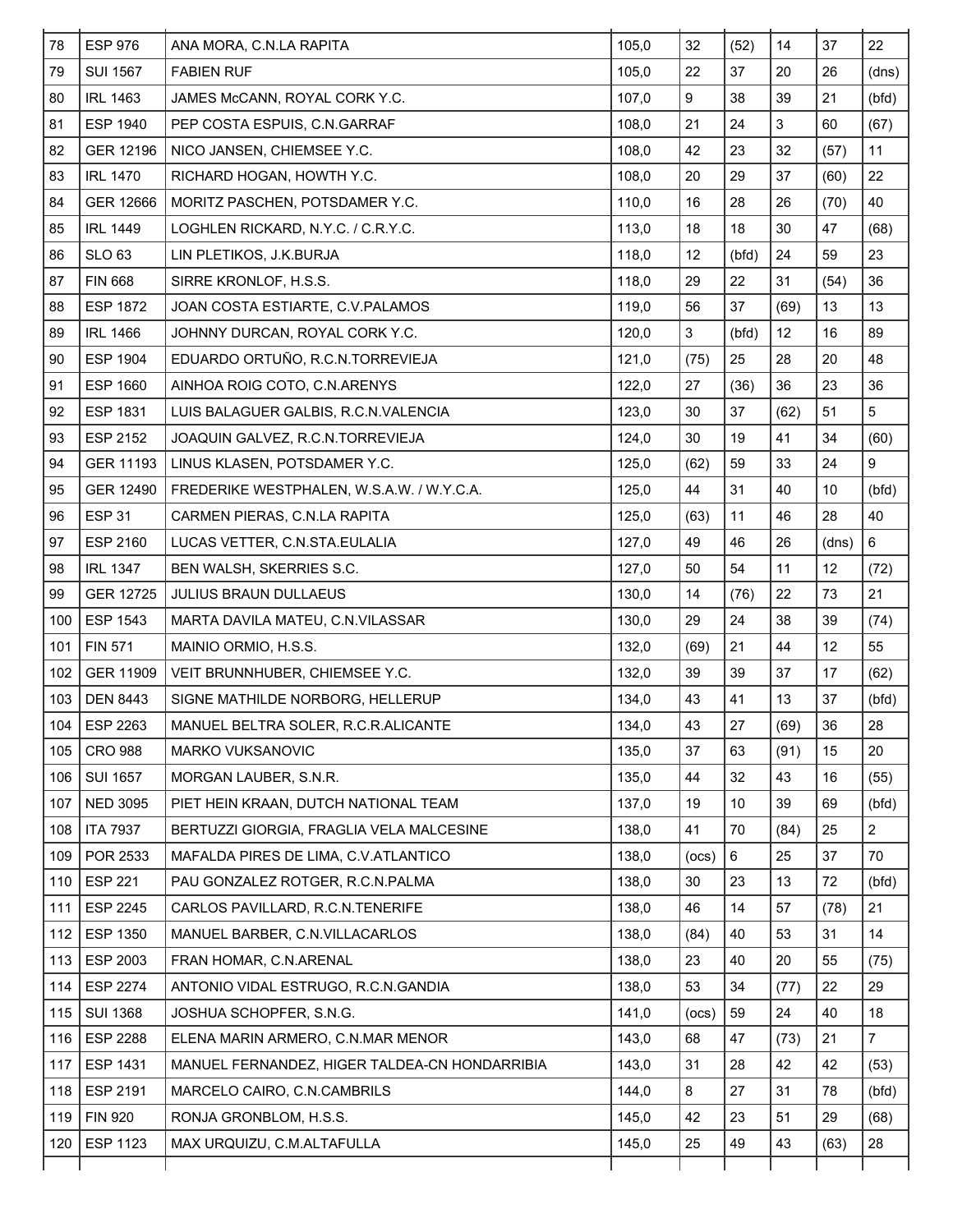| | | | | | | | | |
|---|---|---|---|---|---|---|---|---|
| 78 | ESP 976 | ANA MORA, C.N.LA RAPITA | 105,0 | 32 | (52) | 14 | 37 | 22 |
| 79 | SUI 1567 | FABIEN RUF | 105,0 | 22 | 37 | 20 | 26 | (dns) |
| 80 | IRL 1463 | JAMES McCANN, ROYAL CORK Y.C. | 107,0 | 9 | 38 | 39 | 21 | (bfd) |
| 81 | ESP 1940 | PEP COSTA ESPUIS, C.N.GARRAF | 108,0 | 21 | 24 | 3 | 60 | (67) |
| 82 | GER 12196 | NICO JANSEN, CHIEMSEE Y.C. | 108,0 | 42 | 23 | 32 | (57) | 11 |
| 83 | IRL 1470 | RICHARD HOGAN, HOWTH Y.C. | 108,0 | 20 | 29 | 37 | (60) | 22 |
| 84 | GER 12666 | MORITZ PASCHEN, POTSDAMER Y.C. | 110,0 | 16 | 28 | 26 | (70) | 40 |
| 85 | IRL 1449 | LOGHLEN RICKARD, N.Y.C. / C.R.Y.C. | 113,0 | 18 | 18 | 30 | 47 | (68) |
| 86 | SLO 63 | LIN PLETIKOS, J.K.BURJA | 118,0 | 12 | (bfd) | 24 | 59 | 23 |
| 87 | FIN 668 | SIRRE KRONLOF, H.S.S. | 118,0 | 29 | 22 | 31 | (54) | 36 |
| 88 | ESP 1872 | JOAN COSTA ESTIARTE, C.V.PALAMOS | 119,0 | 56 | 37 | (69) | 13 | 13 |
| 89 | IRL 1466 | JOHNNY DURCAN, ROYAL CORK Y.C. | 120,0 | 3 | (bfd) | 12 | 16 | 89 |
| 90 | ESP 1904 | EDUARDO ORTUÑO, R.C.N.TORREVIEJA | 121,0 | (75) | 25 | 28 | 20 | 48 |
| 91 | ESP 1660 | AINHOA ROIG COTO, C.N.ARENYS | 122,0 | 27 | (36) | 36 | 23 | 36 |
| 92 | ESP 1831 | LUIS BALAGUER GALBIS, R.C.N.VALENCIA | 123,0 | 30 | 37 | (62) | 51 | 5 |
| 93 | ESP 2152 | JOAQUIN GALVEZ, R.C.N.TORREVIEJA | 124,0 | 30 | 19 | 41 | 34 | (60) |
| 94 | GER 11193 | LINUS KLASEN, POTSDAMER Y.C. | 125,0 | (62) | 59 | 33 | 24 | 9 |
| 95 | GER 12490 | FREDERIKE WESTPHALEN, W.S.A.W. / W.Y.C.A. | 125,0 | 44 | 31 | 40 | 10 | (bfd) |
| 96 | ESP 31 | CARMEN PIERAS, C.N.LA RAPITA | 125,0 | (63) | 11 | 46 | 28 | 40 |
| 97 | ESP 2160 | LUCAS VETTER, C.N.STA.EULALIA | 127,0 | 49 | 46 | 26 | (dns) | 6 |
| 98 | IRL 1347 | BEN WALSH, SKERRIES S.C. | 127,0 | 50 | 54 | 11 | 12 | (72) |
| 99 | GER 12725 | JULIUS BRAUN DULLAEUS | 130,0 | 14 | (76) | 22 | 73 | 21 |
| 100 | ESP 1543 | MARTA DAVILA MATEU, C.N.VILASSAR | 130,0 | 29 | 24 | 38 | 39 | (74) |
| 101 | FIN 571 | MAINIO ORMIO, H.S.S. | 132,0 | (69) | 21 | 44 | 12 | 55 |
| 102 | GER 11909 | VEIT BRUNNHUBER, CHIEMSEE Y.C. | 132,0 | 39 | 39 | 37 | 17 | (62) |
| 103 | DEN 8443 | SIGNE MATHILDE NORBORG, HELLERUP | 134,0 | 43 | 41 | 13 | 37 | (bfd) |
| 104 | ESP 2263 | MANUEL BELTRA SOLER, R.C.R.ALICANTE | 134,0 | 43 | 27 | (69) | 36 | 28 |
| 105 | CRO 988 | MARKO VUKSANOVIC | 135,0 | 37 | 63 | (91) | 15 | 20 |
| 106 | SUI 1657 | MORGAN LAUBER, S.N.R. | 135,0 | 44 | 32 | 43 | 16 | (55) |
| 107 | NED 3095 | PIET HEIN KRAAN, DUTCH NATIONAL TEAM | 137,0 | 19 | 10 | 39 | 69 | (bfd) |
| 108 | ITA 7937 | BERTUZZI GIORGIA, FRAGLIA VELA MALCESINE | 138,0 | 41 | 70 | (84) | 25 | 2 |
| 109 | POR 2533 | MAFALDA PIRES DE LIMA, C.V.ATLANTICO | 138,0 | (ocs) | 6 | 25 | 37 | 70 |
| 110 | ESP 221 | PAU GONZALEZ ROTGER, R.C.N.PALMA | 138,0 | 30 | 23 | 13 | 72 | (bfd) |
| 111 | ESP 2245 | CARLOS PAVILLARD, R.C.N.TENERIFE | 138,0 | 46 | 14 | 57 | (78) | 21 |
| 112 | ESP 1350 | MANUEL BARBER, C.N.VILLACARLOS | 138,0 | (84) | 40 | 53 | 31 | 14 |
| 113 | ESP 2003 | FRAN HOMAR, C.N.ARENAL | 138,0 | 23 | 40 | 20 | 55 | (75) |
| 114 | ESP 2274 | ANTONIO VIDAL ESTRUGO, R.C.N.GANDIA | 138,0 | 53 | 34 | (77) | 22 | 29 |
| 115 | SUI 1368 | JOSHUA SCHOPFER, S.N.G. | 141,0 | (ocs) | 59 | 24 | 40 | 18 |
| 116 | ESP 2288 | ELENA MARIN ARMERO, C.N.MAR MENOR | 143,0 | 68 | 47 | (73) | 21 | 7 |
| 117 | ESP 1431 | MANUEL FERNANDEZ, HIGER TALDEA-CN HONDARRIBIA | 143,0 | 31 | 28 | 42 | 42 | (53) |
| 118 | ESP 2191 | MARCELO CAIRO, C.N.CAMBRILS | 144,0 | 8 | 27 | 31 | 78 | (bfd) |
| 119 | FIN 920 | RONJA GRONBLOM, H.S.S. | 145,0 | 42 | 23 | 51 | 29 | (68) |
| 120 | ESP 1123 | MAX URQUIZU, C.M.ALTAFULLA | 145,0 | 25 | 49 | 43 | (63) | 28 |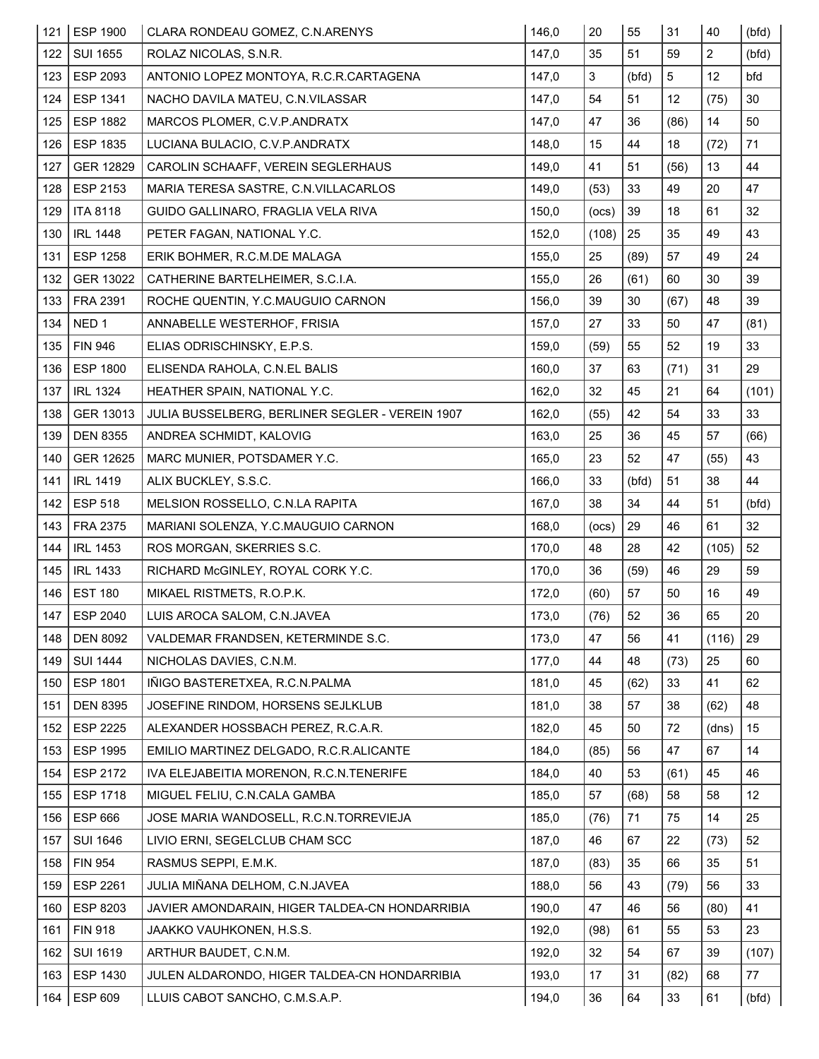| | | | | | | | | |
|---|---|---|---|---|---|---|---|---|
| 121 | ESP 1900 | CLARA RONDEAU GOMEZ, C.N.ARENYS | 146,0 | 20 | 55 | 31 | 40 | (bfd) |
| 122 | SUI 1655 | ROLAZ NICOLAS, S.N.R. | 147,0 | 35 | 51 | 59 | 2 | (bfd) |
| 123 | ESP 2093 | ANTONIO LOPEZ MONTOYA, R.C.R.CARTAGENA | 147,0 | 3 | (bfd) | 5 | 12 | bfd |
| 124 | ESP 1341 | NACHO DAVILA MATEU, C.N.VILASSAR | 147,0 | 54 | 51 | 12 | (75) | 30 |
| 125 | ESP 1882 | MARCOS PLOMER, C.V.P.ANDRATX | 147,0 | 47 | 36 | (86) | 14 | 50 |
| 126 | ESP 1835 | LUCIANA BULACIO, C.V.P.ANDRATX | 148,0 | 15 | 44 | 18 | (72) | 71 |
| 127 | GER 12829 | CAROLIN SCHAAFF, VEREIN SEGLERHAUS | 149,0 | 41 | 51 | (56) | 13 | 44 |
| 128 | ESP 2153 | MARIA TERESA SASTRE, C.N.VILLACARLOS | 149,0 | (53) | 33 | 49 | 20 | 47 |
| 129 | ITA 8118 | GUIDO GALLINARO, FRAGLIA VELA RIVA | 150,0 | (ocs) | 39 | 18 | 61 | 32 |
| 130 | IRL 1448 | PETER FAGAN, NATIONAL Y.C. | 152,0 | (108) | 25 | 35 | 49 | 43 |
| 131 | ESP 1258 | ERIK BOHMER, R.C.M.DE MALAGA | 155,0 | 25 | (89) | 57 | 49 | 24 |
| 132 | GER 13022 | CATHERINE BARTELHEIMER, S.C.I.A. | 155,0 | 26 | (61) | 60 | 30 | 39 |
| 133 | FRA 2391 | ROCHE QUENTIN, Y.C.MAUGUIO CARNON | 156,0 | 39 | 30 | (67) | 48 | 39 |
| 134 | NED 1 | ANNABELLE WESTERHOF, FRISIA | 157,0 | 27 | 33 | 50 | 47 | (81) |
| 135 | FIN 946 | ELIAS ODRISCHINSKY, E.P.S. | 159,0 | (59) | 55 | 52 | 19 | 33 |
| 136 | ESP 1800 | ELISENDA RAHOLA, C.N.EL BALIS | 160,0 | 37 | 63 | (71) | 31 | 29 |
| 137 | IRL 1324 | HEATHER SPAIN, NATIONAL Y.C. | 162,0 | 32 | 45 | 21 | 64 | (101) |
| 138 | GER 13013 | JULIA BUSSELBERG, BERLINER SEGLER - VEREIN 1907 | 162,0 | (55) | 42 | 54 | 33 | 33 |
| 139 | DEN 8355 | ANDREA SCHMIDT, KALOVIG | 163,0 | 25 | 36 | 45 | 57 | (66) |
| 140 | GER 12625 | MARC MUNIER, POTSDAMER Y.C. | 165,0 | 23 | 52 | 47 | (55) | 43 |
| 141 | IRL 1419 | ALIX BUCKLEY, S.S.C. | 166,0 | 33 | (bfd) | 51 | 38 | 44 |
| 142 | ESP 518 | MELSION ROSSELLO, C.N.LA RAPITA | 167,0 | 38 | 34 | 44 | 51 | (bfd) |
| 143 | FRA 2375 | MARIANI SOLENZA, Y.C.MAUGUIO CARNON | 168,0 | (ocs) | 29 | 46 | 61 | 32 |
| 144 | IRL 1453 | ROS MORGAN, SKERRIES S.C. | 170,0 | 48 | 28 | 42 | (105) | 52 |
| 145 | IRL 1433 | RICHARD McGINLEY, ROYAL CORK Y.C. | 170,0 | 36 | (59) | 46 | 29 | 59 |
| 146 | EST 180 | MIKAEL RISTMETS, R.O.P.K. | 172,0 | (60) | 57 | 50 | 16 | 49 |
| 147 | ESP 2040 | LUIS AROCA SALOM, C.N.JAVEA | 173,0 | (76) | 52 | 36 | 65 | 20 |
| 148 | DEN 8092 | VALDEMAR FRANDSEN, KETERMINDE S.C. | 173,0 | 47 | 56 | 41 | (116) | 29 |
| 149 | SUI 1444 | NICHOLAS DAVIES, C.N.M. | 177,0 | 44 | 48 | (73) | 25 | 60 |
| 150 | ESP 1801 | IÑIGO BASTERETXEA, R.C.N.PALMA | 181,0 | 45 | (62) | 33 | 41 | 62 |
| 151 | DEN 8395 | JOSEFINE RINDOM, HORSENS SEJLKLUB | 181,0 | 38 | 57 | 38 | (62) | 48 |
| 152 | ESP 2225 | ALEXANDER HOSSBACH PEREZ, R.C.A.R. | 182,0 | 45 | 50 | 72 | (dns) | 15 |
| 153 | ESP 1995 | EMILIO MARTINEZ DELGADO, R.C.R.ALICANTE | 184,0 | (85) | 56 | 47 | 67 | 14 |
| 154 | ESP 2172 | IVA ELEJABEITIA MORENON, R.C.N.TENERIFE | 184,0 | 40 | 53 | (61) | 45 | 46 |
| 155 | ESP 1718 | MIGUEL FELIU, C.N.CALA GAMBA | 185,0 | 57 | (68) | 58 | 58 | 12 |
| 156 | ESP 666 | JOSE MARIA WANDOSELL, R.C.N.TORREVIEJA | 185,0 | (76) | 71 | 75 | 14 | 25 |
| 157 | SUI 1646 | LIVIO ERNI, SEGELCLUB CHAM SCC | 187,0 | 46 | 67 | 22 | (73) | 52 |
| 158 | FIN 954 | RASMUS SEPPI, E.M.K. | 187,0 | (83) | 35 | 66 | 35 | 51 |
| 159 | ESP 2261 | JULIA MIÑANA DELHOM, C.N.JAVEA | 188,0 | 56 | 43 | (79) | 56 | 33 |
| 160 | ESP 8203 | JAVIER AMONDARAIN, HIGER TALDEA-CN HONDARRIBIA | 190,0 | 47 | 46 | 56 | (80) | 41 |
| 161 | FIN 918 | JAAKKO VAUHKONEN, H.S.S. | 192,0 | (98) | 61 | 55 | 53 | 23 |
| 162 | SUI 1619 | ARTHUR BAUDET, C.N.M. | 192,0 | 32 | 54 | 67 | 39 | (107) |
| 163 | ESP 1430 | JULEN ALDARONDO, HIGER TALDEA-CN HONDARRIBIA | 193,0 | 17 | 31 | (82) | 68 | 77 |
| 164 | ESP 609 | LLUIS CABOT SANCHO, C.M.S.A.P. | 194,0 | 36 | 64 | 33 | 61 | (bfd) |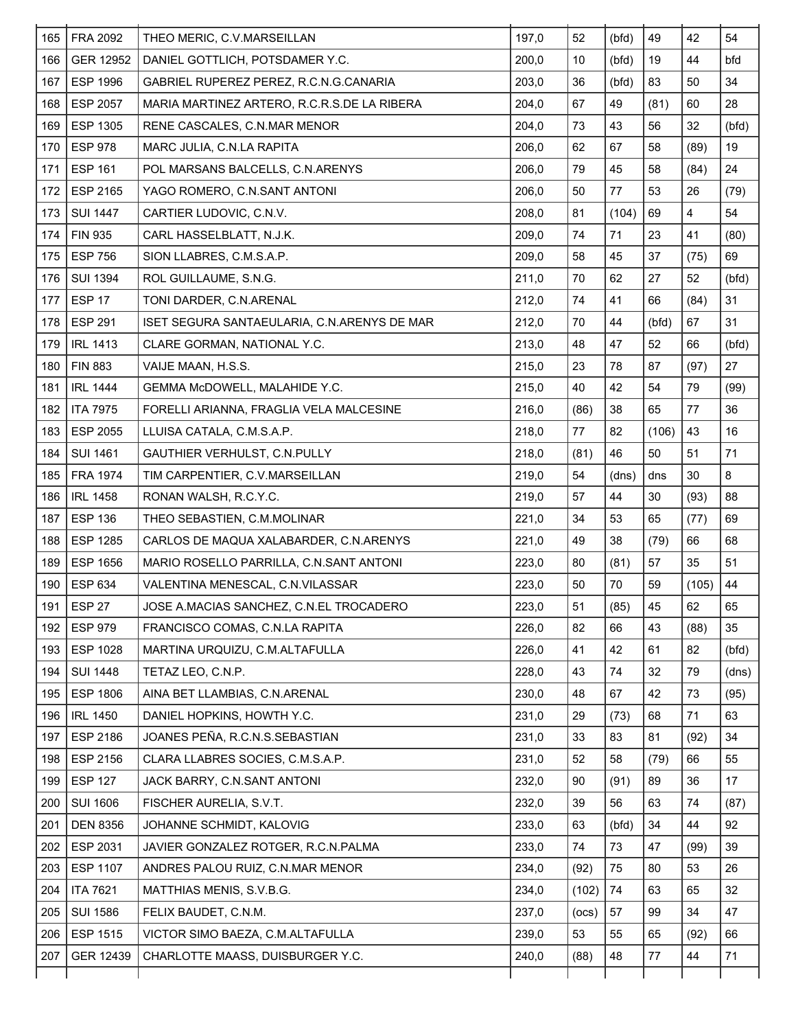| | | | | | | | | |
|---|---|---|---|---|---|---|---|---|
| 165 | FRA 2092 | THEO MERIC, C.V.MARSEILLAN | 197,0 | 52 | (bfd) | 49 | 42 | 54 |
| 166 | GER 12952 | DANIEL GOTTLICH, POTSDAMER Y.C. | 200,0 | 10 | (bfd) | 19 | 44 | bfd |
| 167 | ESP 1996 | GABRIEL RUPEREZ PEREZ, R.C.N.G.CANARIA | 203,0 | 36 | (bfd) | 83 | 50 | 34 |
| 168 | ESP 2057 | MARIA MARTINEZ ARTERO, R.C.R.S.DE LA RIBERA | 204,0 | 67 | 49 | (81) | 60 | 28 |
| 169 | ESP 1305 | RENE CASCALES, C.N.MAR MENOR | 204,0 | 73 | 43 | 56 | 32 | (bfd) |
| 170 | ESP 978 | MARC JULIA, C.N.LA RAPITA | 206,0 | 62 | 67 | 58 | (89) | 19 |
| 171 | ESP 161 | POL MARSANS BALCELLS, C.N.ARENYS | 206,0 | 79 | 45 | 58 | (84) | 24 |
| 172 | ESP 2165 | YAGO ROMERO, C.N.SANT ANTONI | 206,0 | 50 | 77 | 53 | 26 | (79) |
| 173 | SUI 1447 | CARTIER LUDOVIC, C.N.V. | 208,0 | 81 | (104) | 69 | 4 | 54 |
| 174 | FIN 935 | CARL HASSELBLATT, N.J.K. | 209,0 | 74 | 71 | 23 | 41 | (80) |
| 175 | ESP 756 | SION LLABRES, C.M.S.A.P. | 209,0 | 58 | 45 | 37 | (75) | 69 |
| 176 | SUI 1394 | ROL GUILLAUME, S.N.G. | 211,0 | 70 | 62 | 27 | 52 | (bfd) |
| 177 | ESP 17 | TONI DARDER, C.N.ARENAL | 212,0 | 74 | 41 | 66 | (84) | 31 |
| 178 | ESP 291 | ISET SEGURA SANTAEULARIA, C.N.ARENYS DE MAR | 212,0 | 70 | 44 | (bfd) | 67 | 31 |
| 179 | IRL 1413 | CLARE GORMAN, NATIONAL Y.C. | 213,0 | 48 | 47 | 52 | 66 | (bfd) |
| 180 | FIN 883 | VAIJE MAAN, H.S.S. | 215,0 | 23 | 78 | 87 | (97) | 27 |
| 181 | IRL 1444 | GEMMA McDOWELL, MALAHIDE Y.C. | 215,0 | 40 | 42 | 54 | 79 | (99) |
| 182 | ITA 7975 | FORELLI ARIANNA, FRAGLIA VELA MALCESINE | 216,0 | (86) | 38 | 65 | 77 | 36 |
| 183 | ESP 2055 | LLUISA CATALA, C.M.S.A.P. | 218,0 | 77 | 82 | (106) | 43 | 16 |
| 184 | SUI 1461 | GAUTHIER VERHULST, C.N.PULLY | 218,0 | (81) | 46 | 50 | 51 | 71 |
| 185 | FRA 1974 | TIM CARPENTIER, C.V.MARSEILLAN | 219,0 | 54 | (dns) | dns | 30 | 8 |
| 186 | IRL 1458 | RONAN WALSH, R.C.Y.C. | 219,0 | 57 | 44 | 30 | (93) | 88 |
| 187 | ESP 136 | THEO SEBASTIEN, C.M.MOLINAR | 221,0 | 34 | 53 | 65 | (77) | 69 |
| 188 | ESP 1285 | CARLOS DE MAQUA XALABARDER, C.N.ARENYS | 221,0 | 49 | 38 | (79) | 66 | 68 |
| 189 | ESP 1656 | MARIO ROSELLO PARRILLA, C.N.SANT ANTONI | 223,0 | 80 | (81) | 57 | 35 | 51 |
| 190 | ESP 634 | VALENTINA MENESCAL, C.N.VILASSAR | 223,0 | 50 | 70 | 59 | (105) | 44 |
| 191 | ESP 27 | JOSE A.MACIAS SANCHEZ, C.N.EL TROCADERO | 223,0 | 51 | (85) | 45 | 62 | 65 |
| 192 | ESP 979 | FRANCISCO COMAS, C.N.LA RAPITA | 226,0 | 82 | 66 | 43 | (88) | 35 |
| 193 | ESP 1028 | MARTINA URQUIZU, C.M.ALTAFULLA | 226,0 | 41 | 42 | 61 | 82 | (bfd) |
| 194 | SUI 1448 | TETAZ LEO, C.N.P. | 228,0 | 43 | 74 | 32 | 79 | (dns) |
| 195 | ESP 1806 | AINA BET LLAMBIAS, C.N.ARENAL | 230,0 | 48 | 67 | 42 | 73 | (95) |
| 196 | IRL 1450 | DANIEL HOPKINS, HOWTH Y.C. | 231,0 | 29 | (73) | 68 | 71 | 63 |
| 197 | ESP 2186 | JOANES PEÑA, R.C.N.S.SEBASTIAN | 231,0 | 33 | 83 | 81 | (92) | 34 |
| 198 | ESP 2156 | CLARA LLABRES SOCIES, C.M.S.A.P. | 231,0 | 52 | 58 | (79) | 66 | 55 |
| 199 | ESP 127 | JACK BARRY, C.N.SANT ANTONI | 232,0 | 90 | (91) | 89 | 36 | 17 |
| 200 | SUI 1606 | FISCHER AURELIA, S.V.T. | 232,0 | 39 | 56 | 63 | 74 | (87) |
| 201 | DEN 8356 | JOHANNE SCHMIDT, KALOVIG | 233,0 | 63 | (bfd) | 34 | 44 | 92 |
| 202 | ESP 2031 | JAVIER GONZALEZ ROTGER, R.C.N.PALMA | 233,0 | 74 | 73 | 47 | (99) | 39 |
| 203 | ESP 1107 | ANDRES PALOU RUIZ, C.N.MAR MENOR | 234,0 | (92) | 75 | 80 | 53 | 26 |
| 204 | ITA 7621 | MATTHIAS MENIS, S.V.B.G. | 234,0 | (102) | 74 | 63 | 65 | 32 |
| 205 | SUI 1586 | FELIX BAUDET, C.N.M. | 237,0 | (ocs) | 57 | 99 | 34 | 47 |
| 206 | ESP 1515 | VICTOR SIMO BAEZA, C.M.ALTAFULLA | 239,0 | 53 | 55 | 65 | (92) | 66 |
| 207 | GER 12439 | CHARLOTTE MAASS, DUISBURGER Y.C. | 240,0 | (88) | 48 | 77 | 44 | 71 |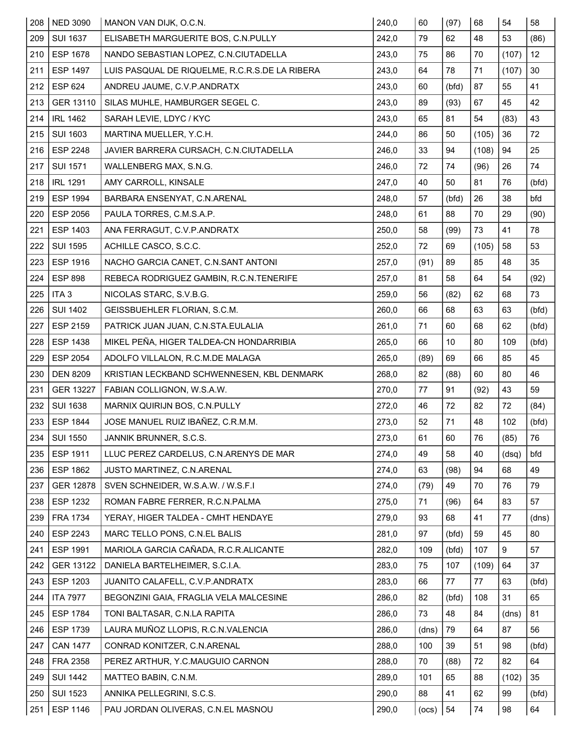| 208 | NED 3090 | MANON VAN DIJK, O.C.N. | 240,0 | 60 | (97) | 68 | 54 | 58 |
|---|---|---|---|---|---|---|---|---|
| 209 | SUI 1637 | ELISABETH MARGUERITE BOS, C.N.PULLY | 242,0 | 79 | 62 | 48 | 53 | (86) |
| 210 | ESP 1678 | NANDO SEBASTIAN LOPEZ, C.N.CIUTADELLA | 243,0 | 75 | 86 | 70 | (107) | 12 |
| 211 | ESP 1497 | LUIS PASQUAL DE RIQUELME, R.C.R.S.DE LA RIBERA | 243,0 | 64 | 78 | 71 | (107) | 30 |
| 212 | ESP 624 | ANDREU JAUME, C.V.P.ANDRATX | 243,0 | 60 | (bfd) | 87 | 55 | 41 |
| 213 | GER 13110 | SILAS MUHLE, HAMBURGER SEGEL C. | 243,0 | 89 | (93) | 67 | 45 | 42 |
| 214 | IRL 1462 | SARAH LEVIE, LDYC / KYC | 243,0 | 65 | 81 | 54 | (83) | 43 |
| 215 | SUI 1603 | MARTINA MUELLER, Y.C.H. | 244,0 | 86 | 50 | (105) | 36 | 72 |
| 216 | ESP 2248 | JAVIER BARRERA CURSACH, C.N.CIUTADELLA | 246,0 | 33 | 94 | (108) | 94 | 25 |
| 217 | SUI 1571 | WALLENBERG MAX, S.N.G. | 246,0 | 72 | 74 | (96) | 26 | 74 |
| 218 | IRL 1291 | AMY CARROLL, KINSALE | 247,0 | 40 | 50 | 81 | 76 | (bfd) |
| 219 | ESP 1994 | BARBARA ENSENYAT, C.N.ARENAL | 248,0 | 57 | (bfd) | 26 | 38 | bfd |
| 220 | ESP 2056 | PAULA TORRES, C.M.S.A.P. | 248,0 | 61 | 88 | 70 | 29 | (90) |
| 221 | ESP 1403 | ANA FERRAGUT, C.V.P.ANDRATX | 250,0 | 58 | (99) | 73 | 41 | 78 |
| 222 | SUI 1595 | ACHILLE CASCO, S.C.C. | 252,0 | 72 | 69 | (105) | 58 | 53 |
| 223 | ESP 1916 | NACHO GARCIA CANET, C.N.SANT ANTONI | 257,0 | (91) | 89 | 85 | 48 | 35 |
| 224 | ESP 898 | REBECA RODRIGUEZ GAMBIN, R.C.N.TENERIFE | 257,0 | 81 | 58 | 64 | 54 | (92) |
| 225 | ITA 3 | NICOLAS STARC, S.V.B.G. | 259,0 | 56 | (82) | 62 | 68 | 73 |
| 226 | SUI 1402 | GEISSBUEHLER FLORIAN, S.C.M. | 260,0 | 66 | 68 | 63 | 63 | (bfd) |
| 227 | ESP 2159 | PATRICK JUAN JUAN, C.N.STA.EULALIA | 261,0 | 71 | 60 | 68 | 62 | (bfd) |
| 228 | ESP 1438 | MIKEL PEÑA, HIGER TALDEA-CN HONDARRIBIA | 265,0 | 66 | 10 | 80 | 109 | (bfd) |
| 229 | ESP 2054 | ADOLFO VILLALON, R.C.M.DE MALAGA | 265,0 | (89) | 69 | 66 | 85 | 45 |
| 230 | DEN 8209 | KRISTIAN LECKBAND SCHWENNESEN, KBL DENMARK | 268,0 | 82 | (88) | 60 | 80 | 46 |
| 231 | GER 13227 | FABIAN COLLIGNON, W.S.A.W. | 270,0 | 77 | 91 | (92) | 43 | 59 |
| 232 | SUI 1638 | MARNIX QUIRIJN BOS, C.N.PULLY | 272,0 | 46 | 72 | 82 | 72 | (84) |
| 233 | ESP 1844 | JOSE MANUEL RUIZ IBAÑEZ, C.R.M.M. | 273,0 | 52 | 71 | 48 | 102 | (bfd) |
| 234 | SUI 1550 | JANNIK BRUNNER, S.C.S. | 273,0 | 61 | 60 | 76 | (85) | 76 |
| 235 | ESP 1911 | LLUC PEREZ CARDELUS, C.N.ARENYS DE MAR | 274,0 | 49 | 58 | 40 | (dsq) | bfd |
| 236 | ESP 1862 | JUSTO MARTINEZ, C.N.ARENAL | 274,0 | 63 | (98) | 94 | 68 | 49 |
| 237 | GER 12878 | SVEN SCHNEIDER, W.S.A.W. / W.S.F.I | 274,0 | (79) | 49 | 70 | 76 | 79 |
| 238 | ESP 1232 | ROMAN FABRE FERRER, R.C.N.PALMA | 275,0 | 71 | (96) | 64 | 83 | 57 |
| 239 | FRA 1734 | YERAY, HIGER TALDEA - CMHT HENDAYE | 279,0 | 93 | 68 | 41 | 77 | (dns) |
| 240 | ESP 2243 | MARC TELLO PONS, C.N.EL BALIS | 281,0 | 97 | (bfd) | 59 | 45 | 80 |
| 241 | ESP 1991 | MARIOLA GARCIA CAÑADA, R.C.R.ALICANTE | 282,0 | 109 | (bfd) | 107 | 9 | 57 |
| 242 | GER 13122 | DANIELA BARTELHEIMER, S.C.I.A. | 283,0 | 75 | 107 | (109) | 64 | 37 |
| 243 | ESP 1203 | JUANITO CALAFELL, C.V.P.ANDRATX | 283,0 | 66 | 77 | 77 | 63 | (bfd) |
| 244 | ITA 7977 | BEGONZINI GAIA, FRAGLIA VELA MALCESINE | 286,0 | 82 | (bfd) | 108 | 31 | 65 |
| 245 | ESP 1784 | TONI BALTASAR, C.N.LA RAPITA | 286,0 | 73 | 48 | 84 | (dns) | 81 |
| 246 | ESP 1739 | LAURA MUÑOZ LLOPIS, R.C.N.VALENCIA | 286,0 | (dns) | 79 | 64 | 87 | 56 |
| 247 | CAN 1477 | CONRAD KONITZER, C.N.ARENAL | 288,0 | 100 | 39 | 51 | 98 | (bfd) |
| 248 | FRA 2358 | PEREZ ARTHUR, Y.C.MAUGUIO CARNON | 288,0 | 70 | (88) | 72 | 82 | 64 |
| 249 | SUI 1442 | MATTEO BABIN, C.N.M. | 289,0 | 101 | 65 | 88 | (102) | 35 |
| 250 | SUI 1523 | ANNIKA PELLEGRINI, S.C.S. | 290,0 | 88 | 41 | 62 | 99 | (bfd) |
| 251 | ESP 1146 | PAU JORDAN OLIVERAS, C.N.EL MASNOU | 290,0 | (ocs) | 54 | 74 | 98 | 64 |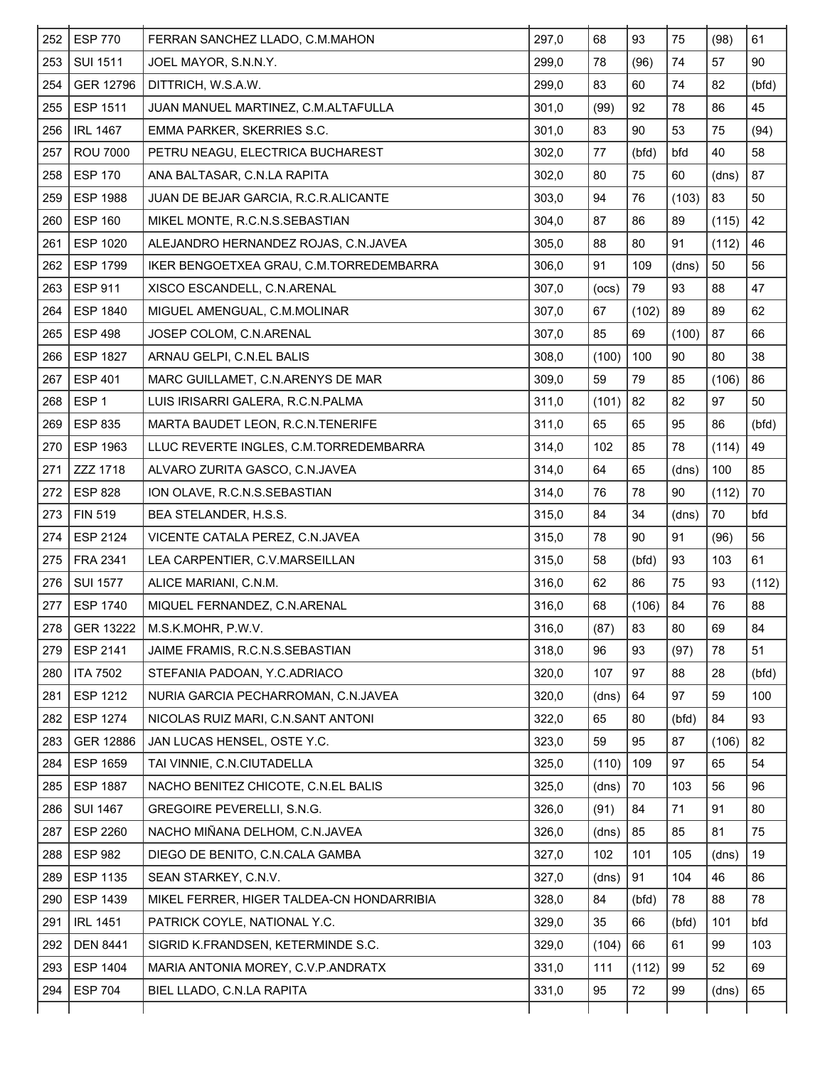| 252 | ESP 770 | FERRAN SANCHEZ LLADO, C.M.MAHON | 297,0 | 68 | 93 | 75 | (98) | 61 |
|---|---|---|---|---|---|---|---|---|
| 253 | SUI 1511 | JOEL MAYOR, S.N.N.Y. | 299,0 | 78 | (96) | 74 | 57 | 90 |
| 254 | GER 12796 | DITTRICH, W.S.A.W. | 299,0 | 83 | 60 | 74 | 82 | (bfd) |
| 255 | ESP 1511 | JUAN MANUEL MARTINEZ, C.M.ALTAFULLA | 301,0 | (99) | 92 | 78 | 86 | 45 |
| 256 | IRL 1467 | EMMA PARKER, SKERRIES S.C. | 301,0 | 83 | 90 | 53 | 75 | (94) |
| 257 | ROU 7000 | PETRU NEAGU, ELECTRICA BUCHAREST | 302,0 | 77 | (bfd) | bfd | 40 | 58 |
| 258 | ESP 170 | ANA BALTASAR, C.N.LA RAPITA | 302,0 | 80 | 75 | 60 | (dns) | 87 |
| 259 | ESP 1988 | JUAN DE BEJAR GARCIA, R.C.R.ALICANTE | 303,0 | 94 | 76 | (103) | 83 | 50 |
| 260 | ESP 160 | MIKEL MONTE, R.C.N.S.SEBASTIAN | 304,0 | 87 | 86 | 89 | (115) | 42 |
| 261 | ESP 1020 | ALEJANDRO HERNANDEZ ROJAS, C.N.JAVEA | 305,0 | 88 | 80 | 91 | (112) | 46 |
| 262 | ESP 1799 | IKER BENGOETXEA GRAU, C.M.TORREDEMBARRA | 306,0 | 91 | 109 | (dns) | 50 | 56 |
| 263 | ESP 911 | XISCO ESCANDELL, C.N.ARENAL | 307,0 | (ocs) | 79 | 93 | 88 | 47 |
| 264 | ESP 1840 | MIGUEL AMENGUAL, C.M.MOLINAR | 307,0 | 67 | (102) | 89 | 89 | 62 |
| 265 | ESP 498 | JOSEP COLOM, C.N.ARENAL | 307,0 | 85 | 69 | (100) | 87 | 66 |
| 266 | ESP 1827 | ARNAU GELPI, C.N.EL BALIS | 308,0 | (100) | 100 | 90 | 80 | 38 |
| 267 | ESP 401 | MARC GUILLAMET, C.N.ARENYS DE MAR | 309,0 | 59 | 79 | 85 | (106) | 86 |
| 268 | ESP 1 | LUIS IRISARRI GALERA, R.C.N.PALMA | 311,0 | (101) | 82 | 82 | 97 | 50 |
| 269 | ESP 835 | MARTA BAUDET LEON, R.C.N.TENERIFE | 311,0 | 65 | 65 | 95 | 86 | (bfd) |
| 270 | ESP 1963 | LLUC REVERTE INGLES, C.M.TORREDEMBARRA | 314,0 | 102 | 85 | 78 | (114) | 49 |
| 271 | ZZZ 1718 | ALVARO ZURITA GASCO, C.N.JAVEA | 314,0 | 64 | 65 | (dns) | 100 | 85 |
| 272 | ESP 828 | ION OLAVE, R.C.N.S.SEBASTIAN | 314,0 | 76 | 78 | 90 | (112) | 70 |
| 273 | FIN 519 | BEA STELANDER, H.S.S. | 315,0 | 84 | 34 | (dns) | 70 | bfd |
| 274 | ESP 2124 | VICENTE CATALA PEREZ, C.N.JAVEA | 315,0 | 78 | 90 | 91 | (96) | 56 |
| 275 | FRA 2341 | LEA CARPENTIER, C.V.MARSEILLAN | 315,0 | 58 | (bfd) | 93 | 103 | 61 |
| 276 | SUI 1577 | ALICE MARIANI, C.N.M. | 316,0 | 62 | 86 | 75 | 93 | (112) |
| 277 | ESP 1740 | MIQUEL FERNANDEZ, C.N.ARENAL | 316,0 | 68 | (106) | 84 | 76 | 88 |
| 278 | GER 13222 | M.S.K.MOHR, P.W.V. | 316,0 | (87) | 83 | 80 | 69 | 84 |
| 279 | ESP 2141 | JAIME FRAMIS, R.C.N.S.SEBASTIAN | 318,0 | 96 | 93 | (97) | 78 | 51 |
| 280 | ITA 7502 | STEFANIA PADOAN, Y.C.ADRIACO | 320,0 | 107 | 97 | 88 | 28 | (bfd) |
| 281 | ESP 1212 | NURIA GARCIA PECHARROMAN, C.N.JAVEA | 320,0 | (dns) | 64 | 97 | 59 | 100 |
| 282 | ESP 1274 | NICOLAS RUIZ MARI, C.N.SANT ANTONI | 322,0 | 65 | 80 | (bfd) | 84 | 93 |
| 283 | GER 12886 | JAN LUCAS HENSEL, OSTE Y.C. | 323,0 | 59 | 95 | 87 | (106) | 82 |
| 284 | ESP 1659 | TAI VINNIE, C.N.CIUTADELLA | 325,0 | (110) | 109 | 97 | 65 | 54 |
| 285 | ESP 1887 | NACHO BENITEZ CHICOTE, C.N.EL BALIS | 325,0 | (dns) | 70 | 103 | 56 | 96 |
| 286 | SUI 1467 | GREGOIRE PEVERELLI, S.N.G. | 326,0 | (91) | 84 | 71 | 91 | 80 |
| 287 | ESP 2260 | NACHO MIÑANA DELHOM, C.N.JAVEA | 326,0 | (dns) | 85 | 85 | 81 | 75 |
| 288 | ESP 982 | DIEGO DE BENITO, C.N.CALA GAMBA | 327,0 | 102 | 101 | 105 | (dns) | 19 |
| 289 | ESP 1135 | SEAN STARKEY, C.N.V. | 327,0 | (dns) | 91 | 104 | 46 | 86 |
| 290 | ESP 1439 | MIKEL FERRER, HIGER TALDEA-CN HONDARRIBIA | 328,0 | 84 | (bfd) | 78 | 88 | 78 |
| 291 | IRL 1451 | PATRICK COYLE, NATIONAL Y.C. | 329,0 | 35 | 66 | (bfd) | 101 | bfd |
| 292 | DEN 8441 | SIGRID K.FRANDSEN, KETERMINDE S.C. | 329,0 | (104) | 66 | 61 | 99 | 103 |
| 293 | ESP 1404 | MARIA ANTONIA MOREY, C.V.P.ANDRATX | 331,0 | 111 | (112) | 99 | 52 | 69 |
| 294 | ESP 704 | BIEL LLADO, C.N.LA RAPITA | 331,0 | 95 | 72 | 99 | (dns) | 65 |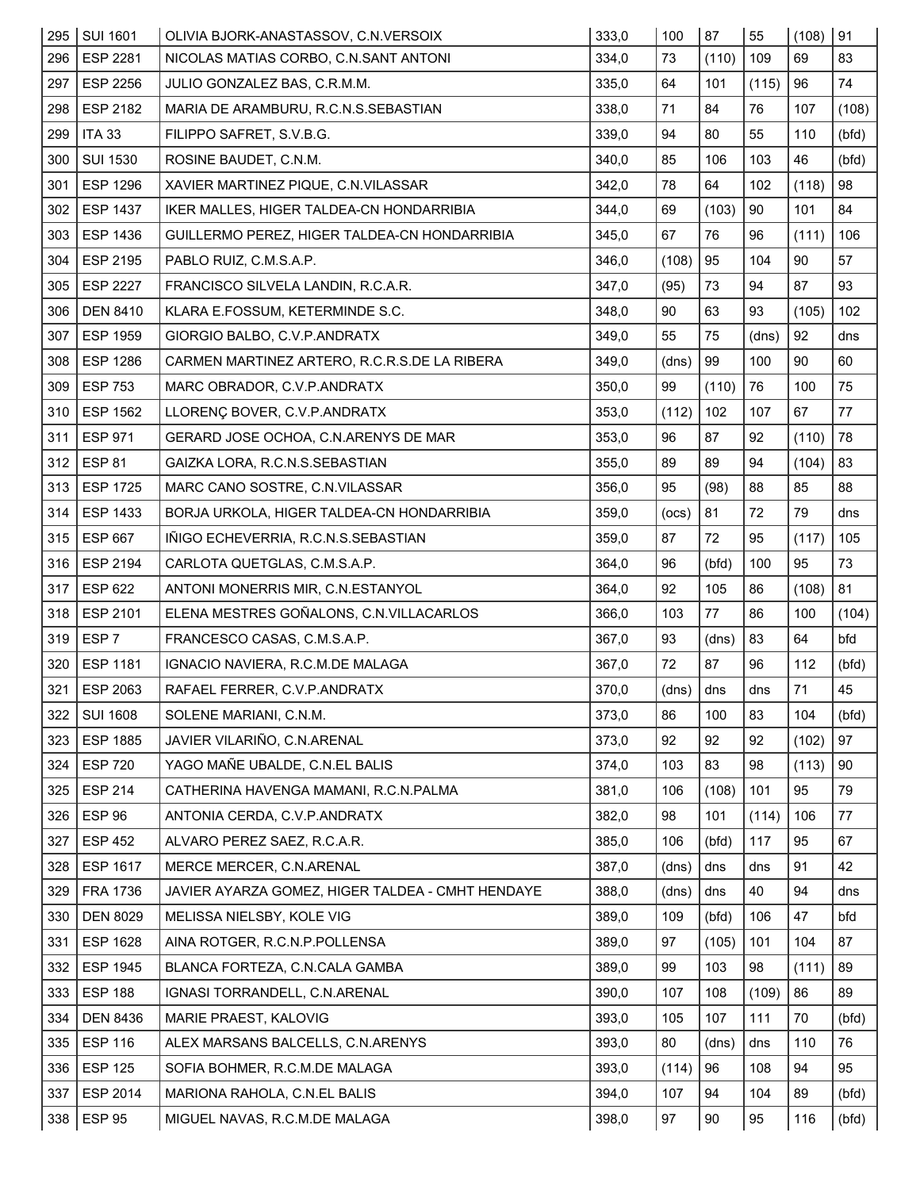| 295 | SUI 1601 | OLIVIA BJORK-ANASTASSOV, C.N.VERSOIX | 333,0 | 100 | 87 | 55 | (108) | 91 |
|---|---|---|---|---|---|---|---|---|
| 296 | ESP 2281 | NICOLAS MATIAS CORBO, C.N.SANT ANTONI | 334,0 | 73 | (110) | 109 | 69 | 83 |
| 297 | ESP 2256 | JULIO GONZALEZ BAS, C.R.M.M. | 335,0 | 64 | 101 | (115) | 96 | 74 |
| 298 | ESP 2182 | MARIA DE ARAMBURU, R.C.N.S.SEBASTIAN | 338,0 | 71 | 84 | 76 | 107 | (108) |
| 299 | ITA 33 | FILIPPO SAFRET, S.V.B.G. | 339,0 | 94 | 80 | 55 | 110 | (bfd) |
| 300 | SUI 1530 | ROSINE BAUDET, C.N.M. | 340,0 | 85 | 106 | 103 | 46 | (bfd) |
| 301 | ESP 1296 | XAVIER MARTINEZ PIQUE, C.N.VILASSAR | 342,0 | 78 | 64 | 102 | (118) | 98 |
| 302 | ESP 1437 | IKER MALLES, HIGER TALDEA-CN HONDARRIBIA | 344,0 | 69 | (103) | 90 | 101 | 84 |
| 303 | ESP 1436 | GUILLERMO PEREZ, HIGER TALDEA-CN HONDARRIBIA | 345,0 | 67 | 76 | 96 | (111) | 106 |
| 304 | ESP 2195 | PABLO RUIZ, C.M.S.A.P. | 346,0 | (108) | 95 | 104 | 90 | 57 |
| 305 | ESP 2227 | FRANCISCO SILVELA LANDIN, R.C.A.R. | 347,0 | (95) | 73 | 94 | 87 | 93 |
| 306 | DEN 8410 | KLARA E.FOSSUM, KETERMINDE S.C. | 348,0 | 90 | 63 | 93 | (105) | 102 |
| 307 | ESP 1959 | GIORGIO BALBO, C.V.P.ANDRATX | 349,0 | 55 | 75 | (dns) | 92 | dns |
| 308 | ESP 1286 | CARMEN MARTINEZ ARTERO, R.C.R.S.DE LA RIBERA | 349,0 | (dns) | 99 | 100 | 90 | 60 |
| 309 | ESP 753 | MARC OBRADOR, C.V.P.ANDRATX | 350,0 | 99 | (110) | 76 | 100 | 75 |
| 310 | ESP 1562 | LLORENÇ BOVER, C.V.P.ANDRATX | 353,0 | (112) | 102 | 107 | 67 | 77 |
| 311 | ESP 971 | GERARD JOSE OCHOA, C.N.ARENYS DE MAR | 353,0 | 96 | 87 | 92 | (110) | 78 |
| 312 | ESP 81 | GAIZKA LORA, R.C.N.S.SEBASTIAN | 355,0 | 89 | 89 | 94 | (104) | 83 |
| 313 | ESP 1725 | MARC CANO SOSTRE, C.N.VILASSAR | 356,0 | 95 | (98) | 88 | 85 | 88 |
| 314 | ESP 1433 | BORJA URKOLA, HIGER TALDEA-CN HONDARRIBIA | 359,0 | (ocs) | 81 | 72 | 79 | dns |
| 315 | ESP 667 | IÑIGO ECHEVERRIA, R.C.N.S.SEBASTIAN | 359,0 | 87 | 72 | 95 | (117) | 105 |
| 316 | ESP 2194 | CARLOTA QUETGLAS, C.M.S.A.P. | 364,0 | 96 | (bfd) | 100 | 95 | 73 |
| 317 | ESP 622 | ANTONI MONERRIS MIR, C.N.ESTANYOL | 364,0 | 92 | 105 | 86 | (108) | 81 |
| 318 | ESP 2101 | ELENA MESTRES GOÑALONS, C.N.VILLACARLOS | 366,0 | 103 | 77 | 86 | 100 | (104) |
| 319 | ESP 7 | FRANCESCO CASAS, C.M.S.A.P. | 367,0 | 93 | (dns) | 83 | 64 | bfd |
| 320 | ESP 1181 | IGNACIO NAVIERA, R.C.M.DE MALAGA | 367,0 | 72 | 87 | 96 | 112 | (bfd) |
| 321 | ESP 2063 | RAFAEL FERRER, C.V.P.ANDRATX | 370,0 | (dns) | dns | dns | 71 | 45 |
| 322 | SUI 1608 | SOLENE MARIANI, C.N.M. | 373,0 | 86 | 100 | 83 | 104 | (bfd) |
| 323 | ESP 1885 | JAVIER VILARIÑO, C.N.ARENAL | 373,0 | 92 | 92 | 92 | (102) | 97 |
| 324 | ESP 720 | YAGO MAÑE UBALDE, C.N.EL BALIS | 374,0 | 103 | 83 | 98 | (113) | 90 |
| 325 | ESP 214 | CATHERINA HAVENGA MAMANI, R.C.N.PALMA | 381,0 | 106 | (108) | 101 | 95 | 79 |
| 326 | ESP 96 | ANTONIA CERDA, C.V.P.ANDRATX | 382,0 | 98 | 101 | (114) | 106 | 77 |
| 327 | ESP 452 | ALVARO PEREZ SAEZ, R.C.A.R. | 385,0 | 106 | (bfd) | 117 | 95 | 67 |
| 328 | ESP 1617 | MERCE MERCER, C.N.ARENAL | 387,0 | (dns) | dns | dns | 91 | 42 |
| 329 | FRA 1736 | JAVIER AYARZA GOMEZ, HIGER TALDEA - CMHT HENDAYE | 388,0 | (dns) | dns | 40 | 94 | dns |
| 330 | DEN 8029 | MELISSA NIELSBY, KOLE VIG | 389,0 | 109 | (bfd) | 106 | 47 | bfd |
| 331 | ESP 1628 | AINA ROTGER, R.C.N.P.POLLENSA | 389,0 | 97 | (105) | 101 | 104 | 87 |
| 332 | ESP 1945 | BLANCA FORTEZA, C.N.CALA GAMBA | 389,0 | 99 | 103 | 98 | (111) | 89 |
| 333 | ESP 188 | IGNASI TORRANDELL, C.N.ARENAL | 390,0 | 107 | 108 | (109) | 86 | 89 |
| 334 | DEN 8436 | MARIE PRAEST, KALOVIG | 393,0 | 105 | 107 | 111 | 70 | (bfd) |
| 335 | ESP 116 | ALEX MARSANS BALCELLS, C.N.ARENYS | 393,0 | 80 | (dns) | dns | 110 | 76 |
| 336 | ESP 125 | SOFIA BOHMER, R.C.M.DE MALAGA | 393,0 | (114) | 96 | 108 | 94 | 95 |
| 337 | ESP 2014 | MARIONA RAHOLA, C.N.EL BALIS | 394,0 | 107 | 94 | 104 | 89 | (bfd) |
| 338 | ESP 95 | MIGUEL NAVAS, R.C.M.DE MALAGA | 398,0 | 97 | 90 | 95 | 116 | (bfd) |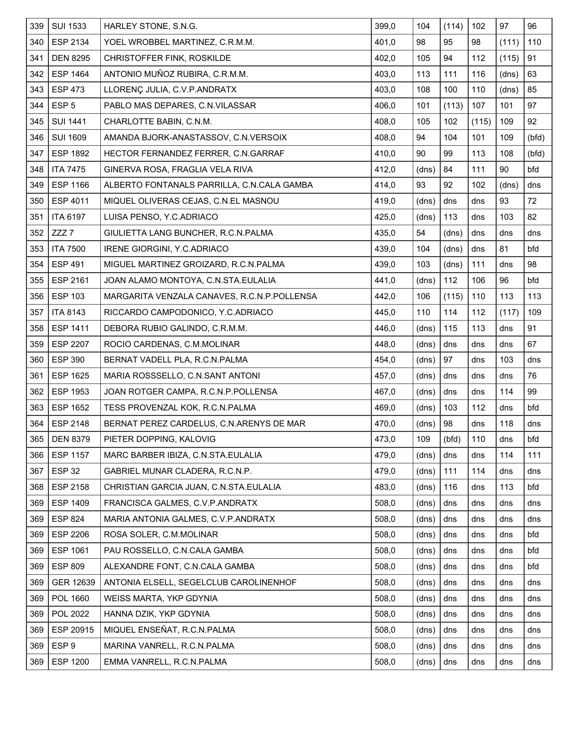| | | | | | | | | |
|---|---|---|---|---|---|---|---|---|
| 339 | SUI 1533 | HARLEY STONE, S.N.G. | 399,0 | 104 | (114) | 102 | 97 | 96 |
| 340 | ESP 2134 | YOEL WROBBEL MARTINEZ, C.R.M.M. | 401,0 | 98 | 95 | 98 | (111) | 110 |
| 341 | DEN 8295 | CHRISTOFFER FINK, ROSKILDE | 402,0 | 105 | 94 | 112 | (115) | 91 |
| 342 | ESP 1464 | ANTONIO MUÑOZ RUBIRA, C.R.M.M. | 403,0 | 113 | 111 | 116 | (dns) | 63 |
| 343 | ESP 473 | LLORENÇ JULIA, C.V.P.ANDRATX | 403,0 | 108 | 100 | 110 | (dns) | 85 |
| 344 | ESP 5 | PABLO MAS DEPARES, C.N.VILASSAR | 406,0 | 101 | (113) | 107 | 101 | 97 |
| 345 | SUI 1441 | CHARLOTTE BABIN, C.N.M. | 408,0 | 105 | 102 | (115) | 109 | 92 |
| 346 | SUI 1609 | AMANDA BJORK-ANASTASSOV, C.N.VERSOIX | 408,0 | 94 | 104 | 101 | 109 | (bfd) |
| 347 | ESP 1892 | HECTOR FERNANDEZ FERRER, C.N.GARRAF | 410,0 | 90 | 99 | 113 | 108 | (bfd) |
| 348 | ITA 7475 | GINERVA ROSA, FRAGLIA VELA RIVA | 412,0 | (dns) | 84 | 111 | 90 | bfd |
| 349 | ESP 1166 | ALBERTO FONTANALS PARRILLA, C.N.CALA GAMBA | 414,0 | 93 | 92 | 102 | (dns) | dns |
| 350 | ESP 4011 | MIQUEL OLIVERAS CEJAS, C.N.EL MASNOU | 419,0 | (dns) | dns | dns | 93 | 72 |
| 351 | ITA 6197 | LUISA PENSO, Y.C.ADRIACO | 425,0 | (dns) | 113 | dns | 103 | 82 |
| 352 | ZZZ 7 | GIULIETTA LANG BUNCHER, R.C.N.PALMA | 435,0 | 54 | (dns) | dns | dns | dns |
| 353 | ITA 7500 | IRENE GIORGINI, Y.C.ADRIACO | 439,0 | 104 | (dns) | dns | 81 | bfd |
| 354 | ESP 491 | MIGUEL MARTINEZ GROIZARD, R.C.N.PALMA | 439,0 | 103 | (dns) | 111 | dns | 98 |
| 355 | ESP 2161 | JOAN ALAMO MONTOYA, C.N.STA.EULALIA | 441,0 | (dns) | 112 | 106 | 96 | bfd |
| 356 | ESP 103 | MARGARITA VENZALA CANAVES, R.C.N.P.POLLENSA | 442,0 | 106 | (115) | 110 | 113 | 113 |
| 357 | ITA 8143 | RICCARDO CAMPODONICO, Y.C.ADRIACO | 445,0 | 110 | 114 | 112 | (117) | 109 |
| 358 | ESP 1411 | DEBORA RUBIO GALINDO, C.R.M.M. | 446,0 | (dns) | 115 | 113 | dns | 91 |
| 359 | ESP 2207 | ROCIO CARDENAS, C.M.MOLINAR | 448,0 | (dns) | dns | dns | dns | 67 |
| 360 | ESP 390 | BERNAT VADELL PLA, R.C.N.PALMA | 454,0 | (dns) | 97 | dns | 103 | dns |
| 361 | ESP 1625 | MARIA ROSSSELLO, C.N.SANT ANTONI | 457,0 | (dns) | dns | dns | dns | 76 |
| 362 | ESP 1953 | JOAN ROTGER CAMPA, R.C.N.P.POLLENSA | 467,0 | (dns) | dns | dns | 114 | 99 |
| 363 | ESP 1652 | TESS PROVENZAL KOK, R.C.N.PALMA | 469,0 | (dns) | 103 | 112 | dns | bfd |
| 364 | ESP 2148 | BERNAT PEREZ CARDELUS, C.N.ARENYS DE MAR | 470,0 | (dns) | 98 | dns | 118 | dns |
| 365 | DEN 8379 | PIETER DOPPING, KALOVIG | 473,0 | 109 | (bfd) | 110 | dns | bfd |
| 366 | ESP 1157 | MARC BARBER IBIZA, C.N.STA.EULALIA | 479,0 | (dns) | dns | dns | 114 | 111 |
| 367 | ESP 32 | GABRIEL MUNAR CLADERA, R.C.N.P. | 479,0 | (dns) | 111 | 114 | dns | dns |
| 368 | ESP 2158 | CHRISTIAN GARCIA JUAN, C.N.STA.EULALIA | 483,0 | (dns) | 116 | dns | 113 | bfd |
| 369 | ESP 1409 | FRANCISCA GALMES, C.V.P.ANDRATX | 508,0 | (dns) | dns | dns | dns | dns |
| 369 | ESP 824 | MARIA ANTONIA GALMES, C.V.P.ANDRATX | 508,0 | (dns) | dns | dns | dns | dns |
| 369 | ESP 2206 | ROSA SOLER, C.M.MOLINAR | 508,0 | (dns) | dns | dns | dns | bfd |
| 369 | ESP 1061 | PAU ROSSELLO, C.N.CALA GAMBA | 508,0 | (dns) | dns | dns | dns | bfd |
| 369 | ESP 809 | ALEXANDRE FONT, C.N.CALA GAMBA | 508,0 | (dns) | dns | dns | dns | bfd |
| 369 | GER 12639 | ANTONIA ELSELL, SEGELCLUB CAROLINENHOF | 508,0 | (dns) | dns | dns | dns | dns |
| 369 | POL 1660 | WEISS MARTA, YKP GDYNIA | 508,0 | (dns) | dns | dns | dns | dns |
| 369 | POL 2022 | HANNA DZIK, YKP GDYNIA | 508,0 | (dns) | dns | dns | dns | dns |
| 369 | ESP 20915 | MIQUEL ENSEÑAT, R.C.N.PALMA | 508,0 | (dns) | dns | dns | dns | dns |
| 369 | ESP 9 | MARINA VANRELL, R.C.N.PALMA | 508,0 | (dns) | dns | dns | dns | dns |
| 369 | ESP 1200 | EMMA VANRELL, R.C.N.PALMA | 508,0 | (dns) | dns | dns | dns | dns |